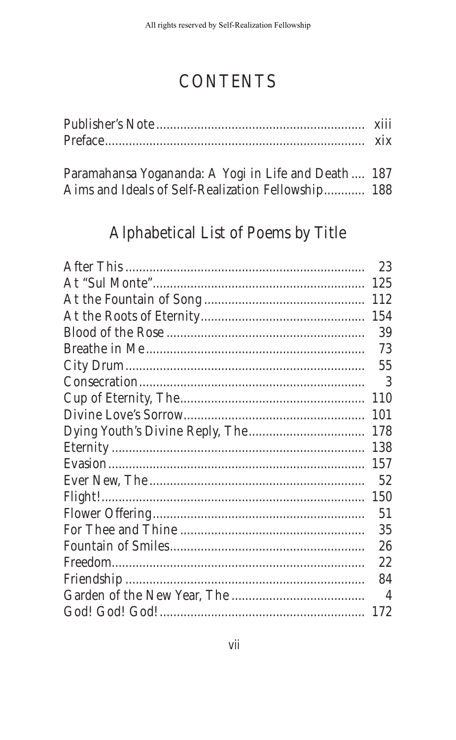All rights reserved by Self-Realization Fellowship

# CONTENTS

| | |
|---|---|
| Publisher's Note | xiii |
| Preface | xix |
| Paramahansa Yogananda: A Yogi in Life and Death | 187 |
| Aims and Ideals of Self-Realization Fellowship | 188 |

## Alphabetical List of Poems by Title

| | |
|---|---|
| After This | 23 |
| At "Sul Monte" | 125 |
| At the Fountain of Song | 112 |
| At the Roots of Eternity | 154 |
| Blood of the Rose | 39 |
| Breathe in Me | 73 |
| City Drum | 55 |
| Consecration | 3 |
| Cup of Eternity, The | 110 |
| Divine Love's Sorrow | 101 |
| Dying Youth's Divine Reply, The | 178 |
| Eternity | 138 |
| Evasion | 157 |
| Ever New, The | 52 |
| Flight! | 150 |
| Flower Offering | 51 |
| For Thee and Thine | 35 |
| Fountain of Smiles | 26 |
| Freedom | 22 |
| Friendship | 84 |
| Garden of the New Year, The | 4 |
| God! God! God! | 172 |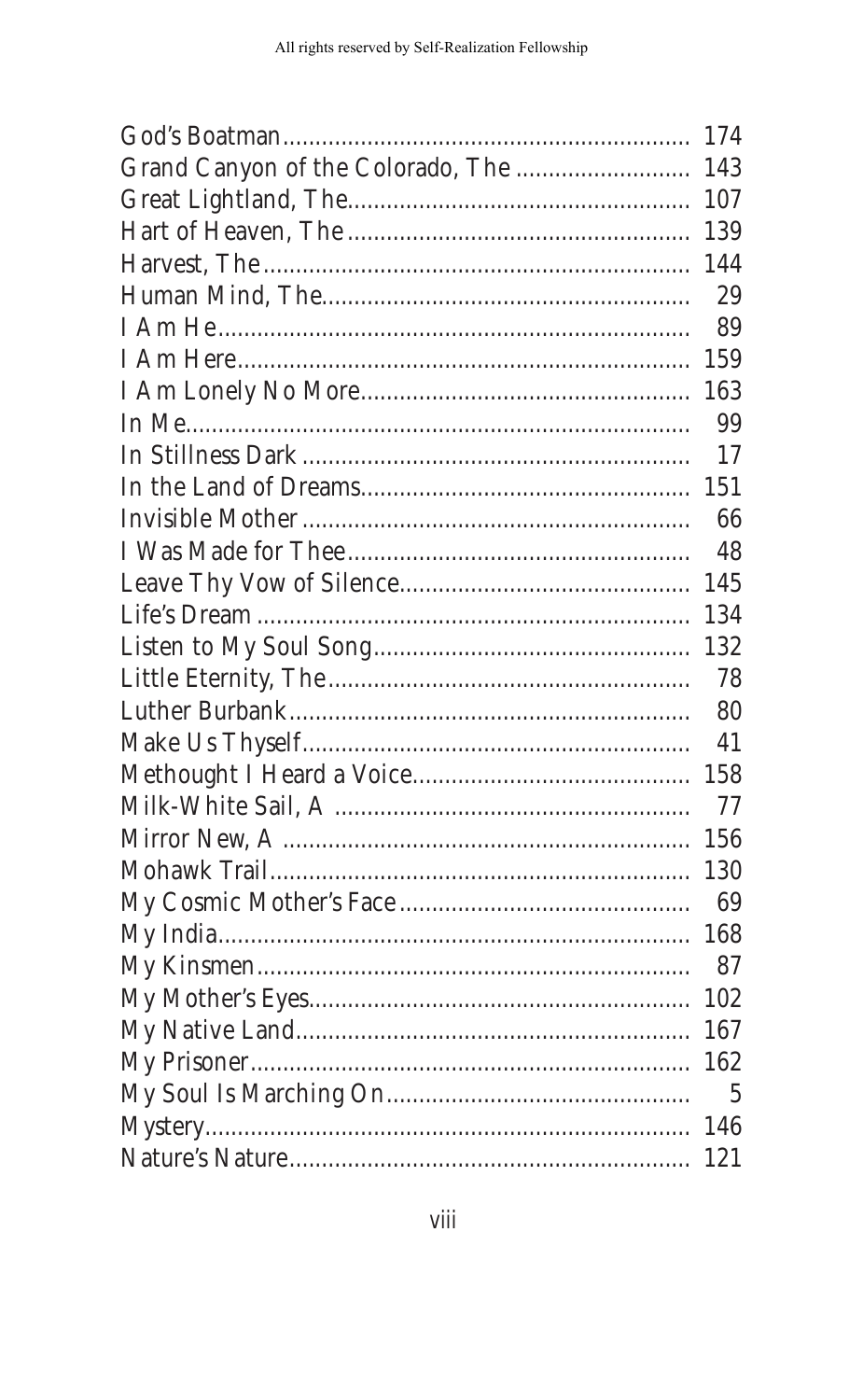| | |
|---|---|
| God's Boatman | 174 |
| Grand Canyon of the Colorado, The | 143 |
| Great Lightland, The | 107 |
| Hart of Heaven, The | 139 |
| Harvest, The | 144 |
| Human Mind, The | 29 |
| I Am He | 89 |
| I Am Here | 159 |
| I Am Lonely No More | 163 |
| In Me | 99 |
| In Stillness Dark | 17 |
| In the Land of Dreams | 151 |
| Invisible Mother | 66 |
| I Was Made for Thee | 48 |
| Leave Thy Vow of Silence | 145 |
| Life's Dream | 134 |
| Listen to My Soul Song | 132 |
| Little Eternity, The | 78 |
| Luther Burbank | 80 |
| Make Us Thyself | 41 |
| Methought I Heard a Voice | 158 |
| Milk-White Sail, A | 77 |
| Mirror New, A | 156 |
| Mohawk Trail | 130 |
| My Cosmic Mother's Face | 69 |
| My India | 168 |
| My Kinsmen | 87 |
| My Mother's Eyes | 102 |
| My Native Land | 167 |
| My Prisoner | 162 |
| My Soul Is Marching On | 5 |
| Mystery | 146 |
| Nature's Nature | 121 |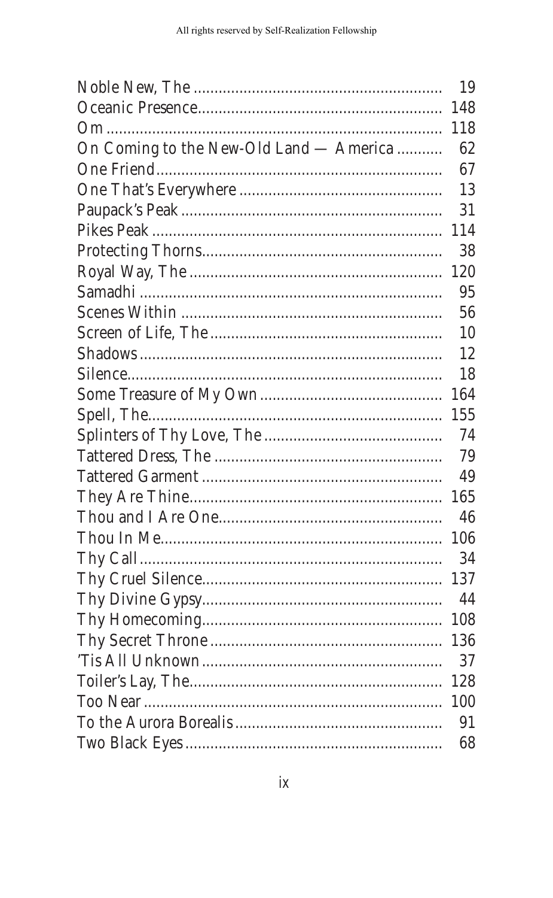| | |
|---|---|
| Noble New, The | 19 |
| Oceanic Presence | 148 |
| Om | 118 |
| On Coming to the New-Old Land — America | 62 |
| One Friend | 67 |
| One That's Everywhere | 13 |
| Paupack's Peak | 31 |
| Pikes Peak | 114 |
| Protecting Thorns | 38 |
| Royal Way, The | 120 |
| Samadhi | 95 |
| Scenes Within | 56 |
| Screen of Life, The | 10 |
| Shadows | 12 |
| Silence | 18 |
| Some Treasure of My Own | 164 |
| Spell, The | 155 |
| Splinters of Thy Love, The | 74 |
| Tattered Dress, The | 79 |
| Tattered Garment | 49 |
| They Are Thine | 165 |
| Thou and I Are One | 46 |
| Thou In Me | 106 |
| Thy Call | 34 |
| Thy Cruel Silence | 137 |
| Thy Divine Gypsy | 44 |
| Thy Homecoming | 108 |
| Thy Secret Throne | 136 |
| 'Tis All Unknown | 37 |
| Toiler's Lay, The | 128 |
| Too Near | 100 |
| To the Aurora Borealis | 91 |
| Two Black Eyes | 68 |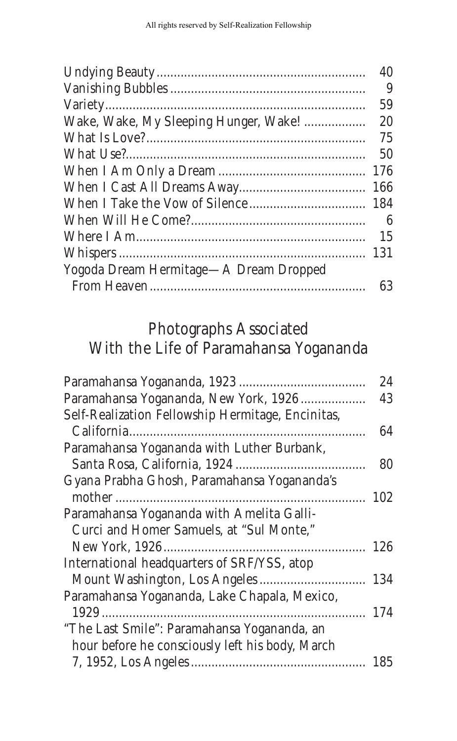| | |
|---|---|
| Undying Beauty | 40 |
| Vanishing Bubbles | 9 |
| Variety | 59 |
| Wake, Wake, My Sleeping Hunger, Wake! | 20 |
| What Is Love? | 75 |
| What Use? | 50 |
| When I Am Only a Dream | 176 |
| When I Cast All Dreams Away | 166 |
| When I Take the Vow of Silence | 184 |
| When Will He Come? | 6 |
| Where I Am | 15 |
| Whispers | 131 |
| Yogoda Dream Hermitage—A Dream Dropped From Heaven | 63 |

## Photographs Associated With the Life of Paramahansa Yogananda

| | |
|---|---|
| Paramahansa Yogananda, 1923 | 24 |
| Paramahansa Yogananda, New York, 1926 | 43 |
| Self-Realization Fellowship Hermitage, Encinitas, California | 64 |
| Paramahansa Yogananda with Luther Burbank, Santa Rosa, California, 1924 | 80 |
| Gyana Prabha Ghosh, Paramahansa Yogananda's mother | 102 |
| Paramahansa Yogananda with Amelita Galli-Curci and Homer Samuels, at "Sul Monte," New York, 1926 | 126 |
| International headquarters of SRF/YSS, atop Mount Washington, Los Angeles | 134 |
| Paramahansa Yogananda, Lake Chapala, Mexico, 1929 | 174 |
| "The Last Smile": Paramahansa Yogananda, an hour before he consciously left his body, March 7, 1952, Los Angeles | 185 |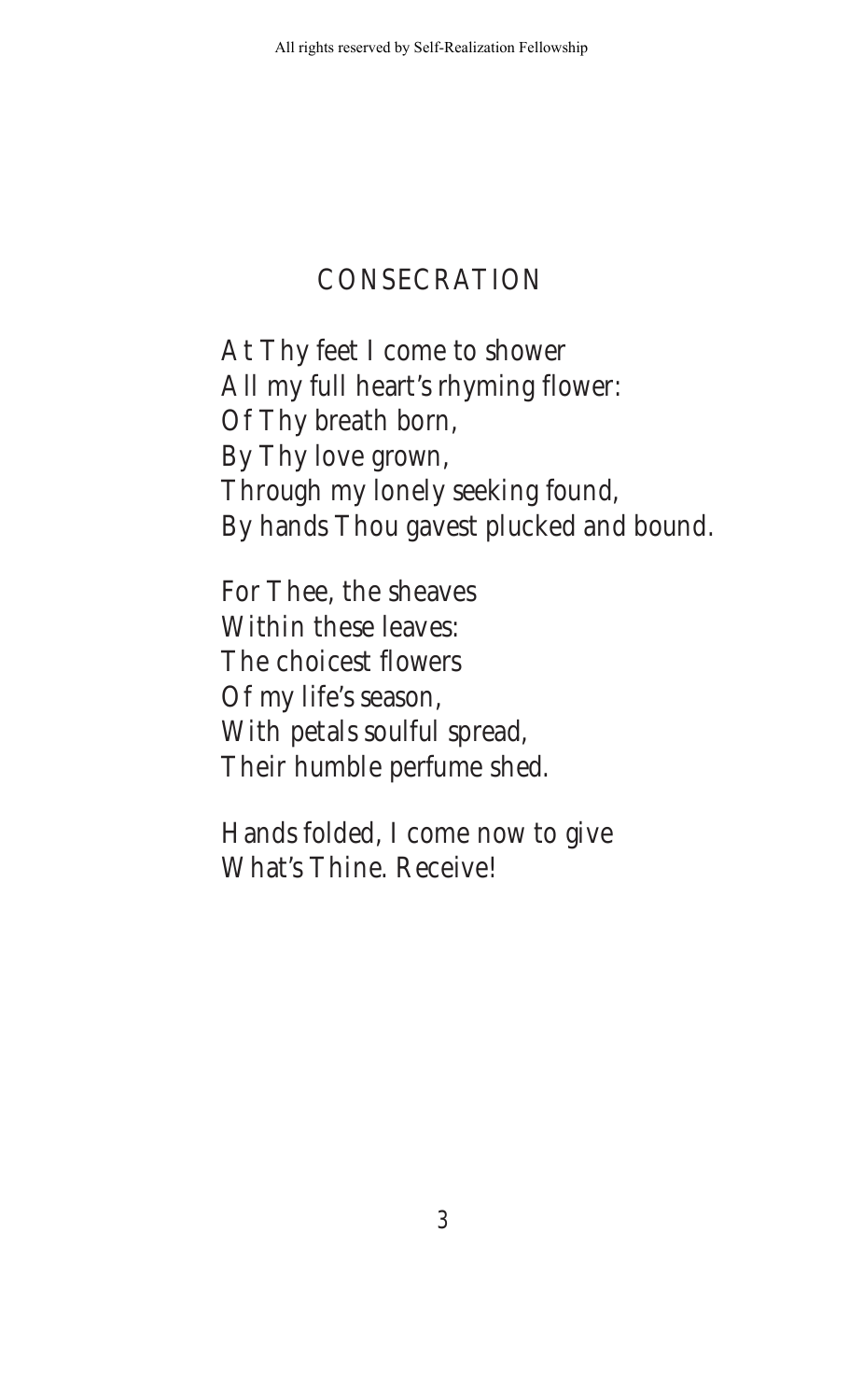# CONSECRATION

At Thy feet I come to shower  
All my full heart's rhyming flower:  
Of Thy breath born,  
By Thy love grown,  
Through my lonely seeking found,  
By hands Thou gavest plucked and bound.

For Thee, the sheaves  
Within these leaves:  
The choicest flowers  
Of my life's season,  
With petals soulful spread,  
Their humble perfume shed.

Hands folded, I come now to give  
What's Thine. Receive!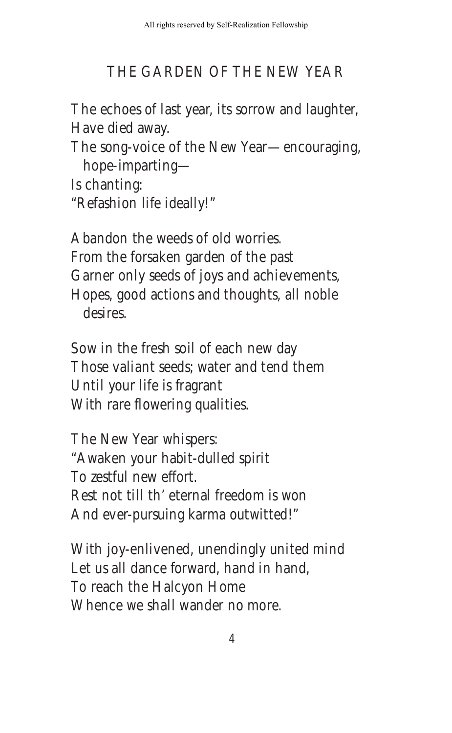## THE GARDEN OF THE NEW YEAR

The echoes of last year, its sorrow and laughter,  
Have died away.  
The song-voice of the New Year—encouraging,  
hope-imparting—  
Is chanting:  
"Refashion life ideally!"

Abandon the weeds of old worries.  
From the forsaken garden of the past  
Garner only seeds of joys and achievements,  
Hopes, good actions and thoughts, all noble  
desires.

Sow in the fresh soil of each new day  
Those valiant seeds; water and tend them  
Until your life is fragrant  
With rare flowering qualities.

The New Year whispers:  
"Awaken your habit-dulled spirit  
To zestful new effort.  
Rest not till th' eternal freedom is won  
And ever-pursuing karma outwitted!"

With joy-enlivened, unendingly united mind  
Let us all dance forward, hand in hand,  
To reach the Halcyon Home  
Whence we shall wander no more.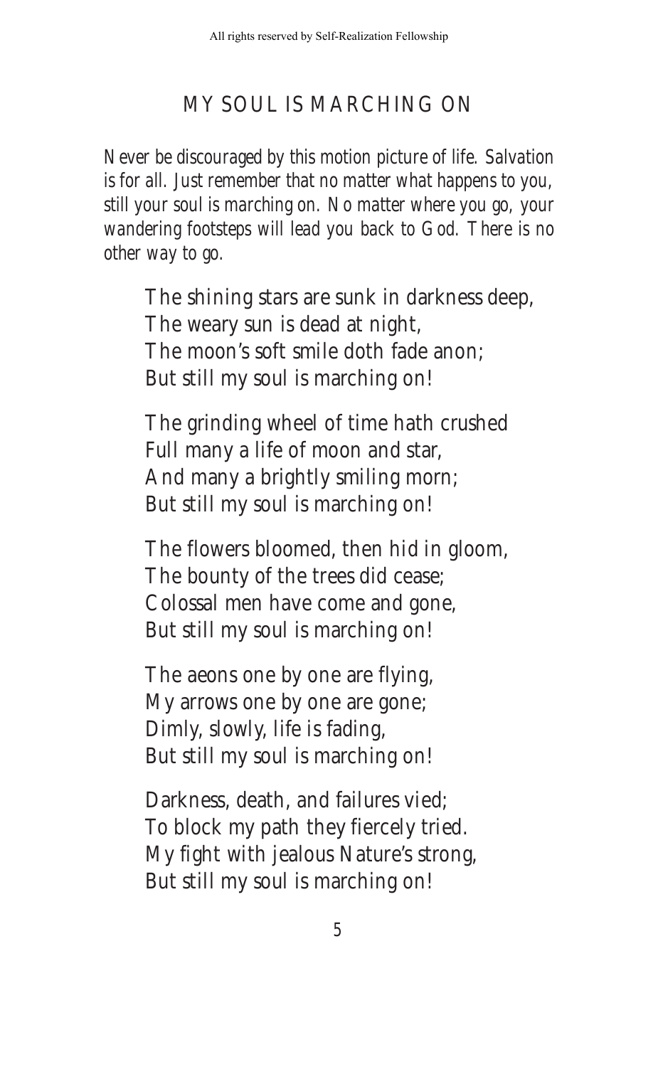## MY SOUL IS MARCHING ON

*Never be discouraged by this motion picture of life. Salvation is for all. Just remember that no matter what happens to you, still your soul is marching on. No matter where you go, your wandering footsteps will lead you back to God. There is no other way to go.*

The shining stars are sunk in darkness deep,  
The weary sun is dead at night,  
The moon's soft smile doth fade anon;  
But still my soul is marching on!

The grinding wheel of time hath crushed  
Full many a life of moon and star,  
And many a brightly smiling morn;  
But still my soul is marching on!

The flowers bloomed, then hid in gloom,  
The bounty of the trees did cease;  
Colossal men have come and gone,  
But still my soul is marching on!

The aeons one by one are flying,  
My arrows one by one are gone;  
Dimly, slowly, life is fading,  
But still my soul is marching on!

Darkness, death, and failures vied;  
To block my path they fiercely tried.  
My fight with jealous Nature's strong,  
But still my soul is marching on!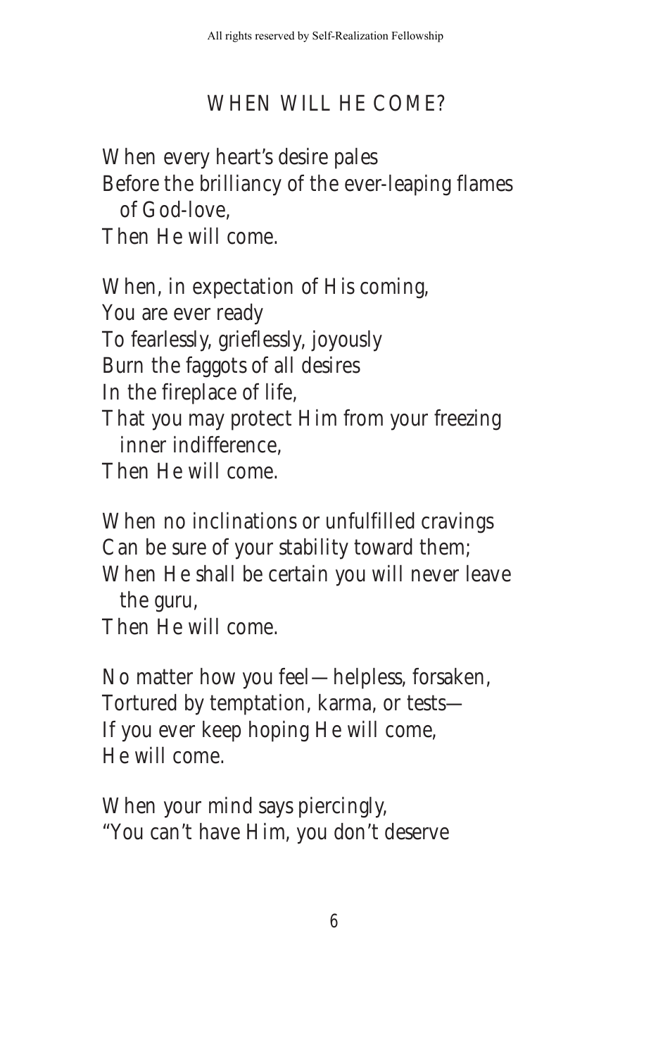## WHEN WILL HE COME?

When every heart's desire pales
Before the brilliancy of the ever-leaping flames
of God-love,
Then He will come.

When, in expectation of His coming,
You are ever ready
To fearlessly, grieflessly, joyously
Burn the faggots of all desires
In the fireplace of life,
That you may protect Him from your freezing
inner indifference,
Then He will come.

When no inclinations or unfulfilled cravings
Can be sure of your stability toward them;
When He shall be certain you will never leave
the guru,
Then He will come.

No matter how you feel—helpless, forsaken,
Tortured by temptation, karma, or tests—
If you ever keep hoping He will come,
He will come.

When your mind says piercingly,
"You can't have Him, you don't deserve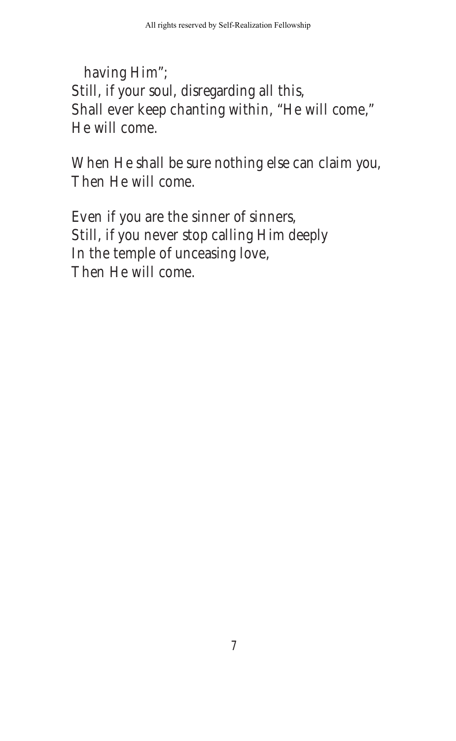having Him";
Still, if your soul, disregarding all this,
Shall ever keep chanting within, "He will come,"
He will come.

When He shall be sure nothing else can claim you,
Then He will come.

Even if you are the sinner of sinners,
Still, if you never stop calling Him deeply
In the temple of unceasing love,
Then He will come.